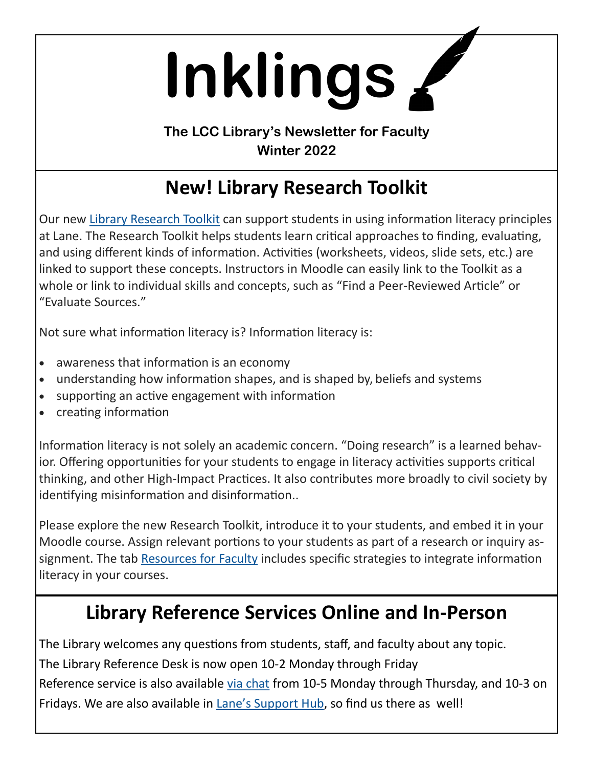# Inklings

**The LCC Library's Newsletter for Faculty**
**Winter 2022**

## New! Library Research Toolkit

Our new Library Research Toolkit can support students in using information literacy principles at Lane. The Research Toolkit helps students learn critical approaches to finding, evaluating, and using different kinds of information. Activities (worksheets, videos, slide sets, etc.) are linked to support these concepts. Instructors in Moodle can easily link to the Toolkit as a whole or link to individual skills and concepts, such as "Find a Peer-Reviewed Article" or "Evaluate Sources."

Not sure what information literacy is? Information literacy is:

- awareness that information is an economy
- understanding how information shapes, and is shaped by, beliefs and systems
- supporting an active engagement with information
- creating information

Information literacy is not solely an academic concern. "Doing research" is a learned behavior. Offering opportunities for your students to engage in literacy activities supports critical thinking, and other High-Impact Practices. It also contributes more broadly to civil society by identifying misinformation and disinformation..

Please explore the new Research Toolkit, introduce it to your students, and embed it in your Moodle course. Assign relevant portions to your students as part of a research or inquiry assignment. The tab Resources for Faculty includes specific strategies to integrate information literacy in your courses.

## Library Reference Services Online and In-Person

The Library welcomes any questions from students, staff, and faculty about any topic.

The Library Reference Desk is now open 10-2 Monday through Friday

Reference service is also available via chat from 10-5 Monday through Thursday, and 10-3 on Fridays. We are also available in Lane's Support Hub, so find us there as well!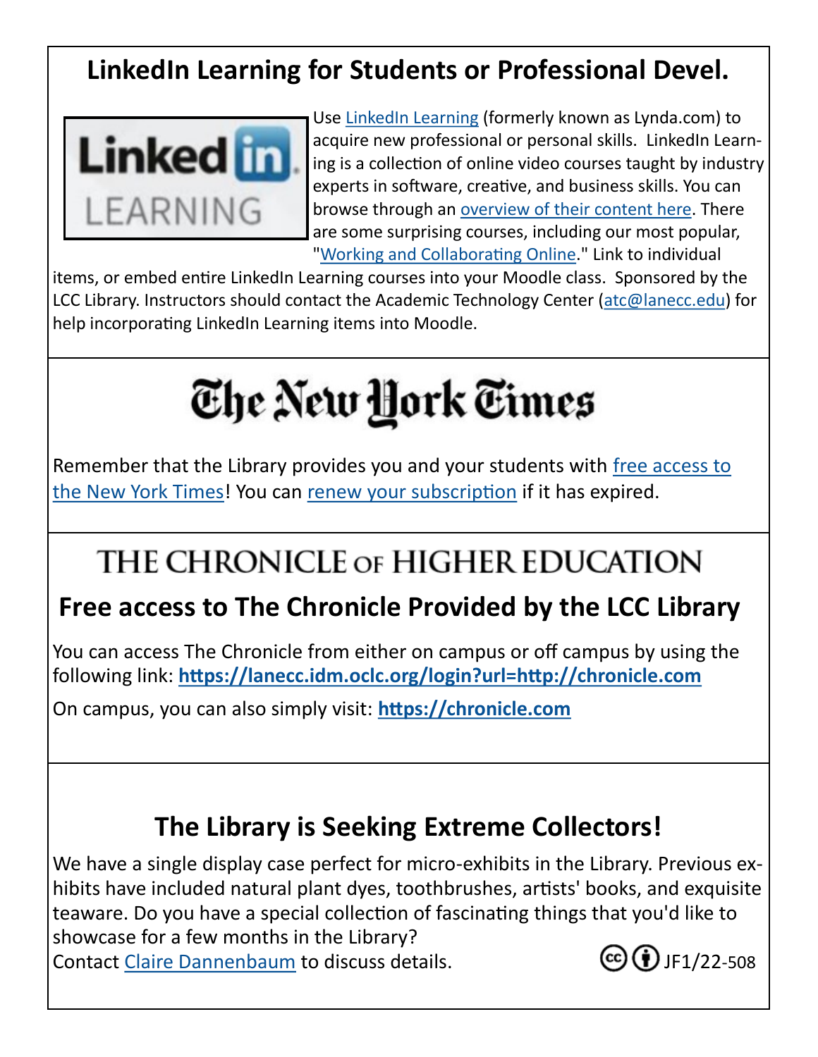## LinkedIn Learning for Students or Professional Devel.

Use LinkedIn Learning (formerly known as Lynda.com) to acquire new professional or personal skills. LinkedIn Learning is a collection of online video courses taught by industry experts in software, creative, and business skills. You can browse through an overview of their content here. There are some surprising courses, including our most popular, "Working and Collaborating Online." Link to individual items, or embed entire LinkedIn Learning courses into your Moodle class. Sponsored by the LCC Library. Instructors should contact the Academic Technology Center (atc@lanecc.edu) for help incorporating LinkedIn Learning items into Moodle.

## The New York Times

Remember that the Library provides you and your students with free access to the New York Times! You can renew your subscription if it has expired.

## THE CHRONICLE OF HIGHER EDUCATION

### Free access to The Chronicle Provided by the LCC Library

You can access The Chronicle from either on campus or off campus by using the following link: **https://lanecc.idm.oclc.org/login?url=http://chronicle.com**

On campus, you can also simply visit: **https://chronicle.com**

## The Library is Seeking Extreme Collectors!

We have a single display case perfect for micro-exhibits in the Library. Previous exhibits have included natural plant dyes, toothbrushes, artists' books, and exquisite teaware. Do you have a special collection of fascinating things that you'd like to showcase for a few months in the Library?
Contact Claire Dannenbaum to discuss details.

JF1/22-508